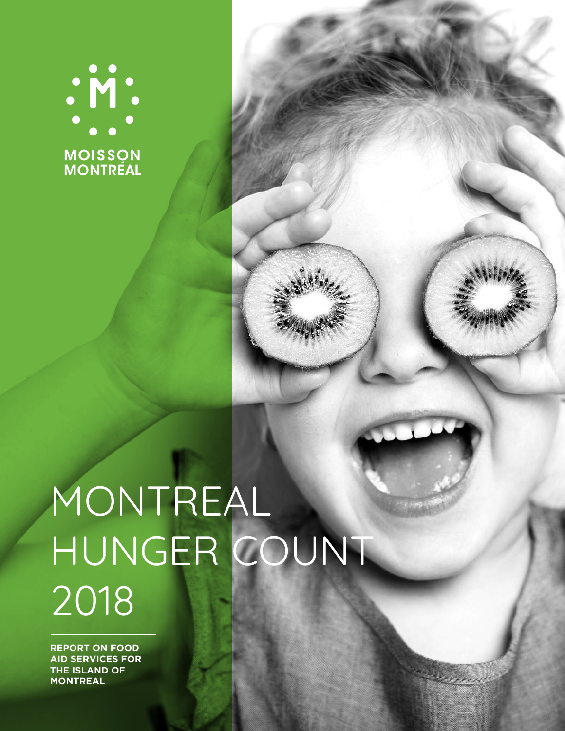MOISSON
MONTRÉAL

# MONTREAL HUNGER COUNT 2018

**REPORT ON FOOD AID SERVICES FOR THE ISLAND OF MONTREAL**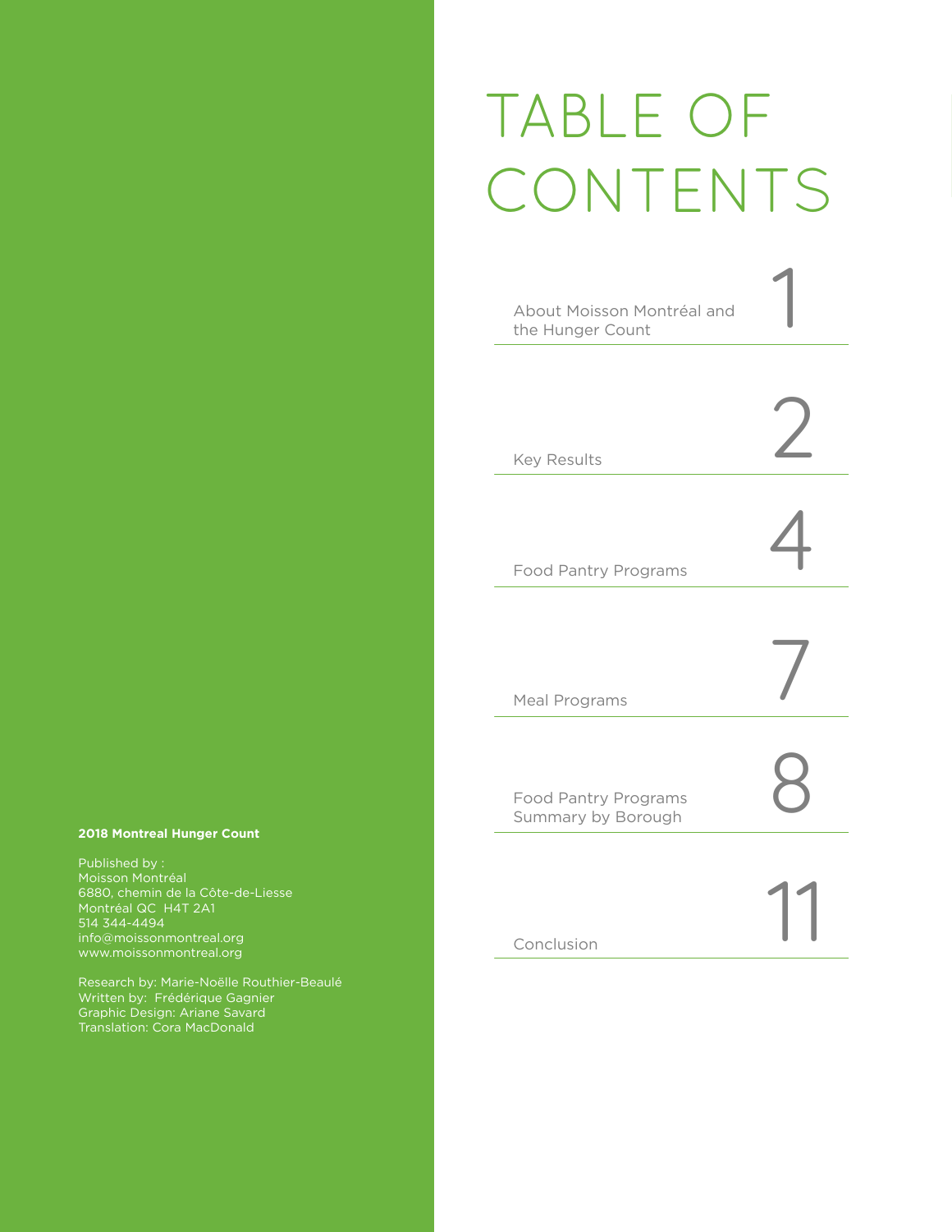# TABLE OF CONTENTS

| | |
|---|---|
| About Moisson Montréal and the Hunger Count | 1 |
| Key Results | 2 |
| Food Pantry Programs | 4 |
| Meal Programs | 7 |
| Food Pantry Programs Summary by Borough | 8 |
| Conclusion | 11 |

**2018 Montreal Hunger Count**

Published by :
Moisson Montréal
6880, chemin de la Côte-de-Liesse
Montréal QC H4T 2A1
514 344-4494
info@moissonmontreal.org
www.moissonmontreal.org

Research by: Marie-Noëlle Routhier-Beaulé
Written by: Frédérique Gagnier
Graphic Design: Ariane Savard
Translation: Cora MacDonald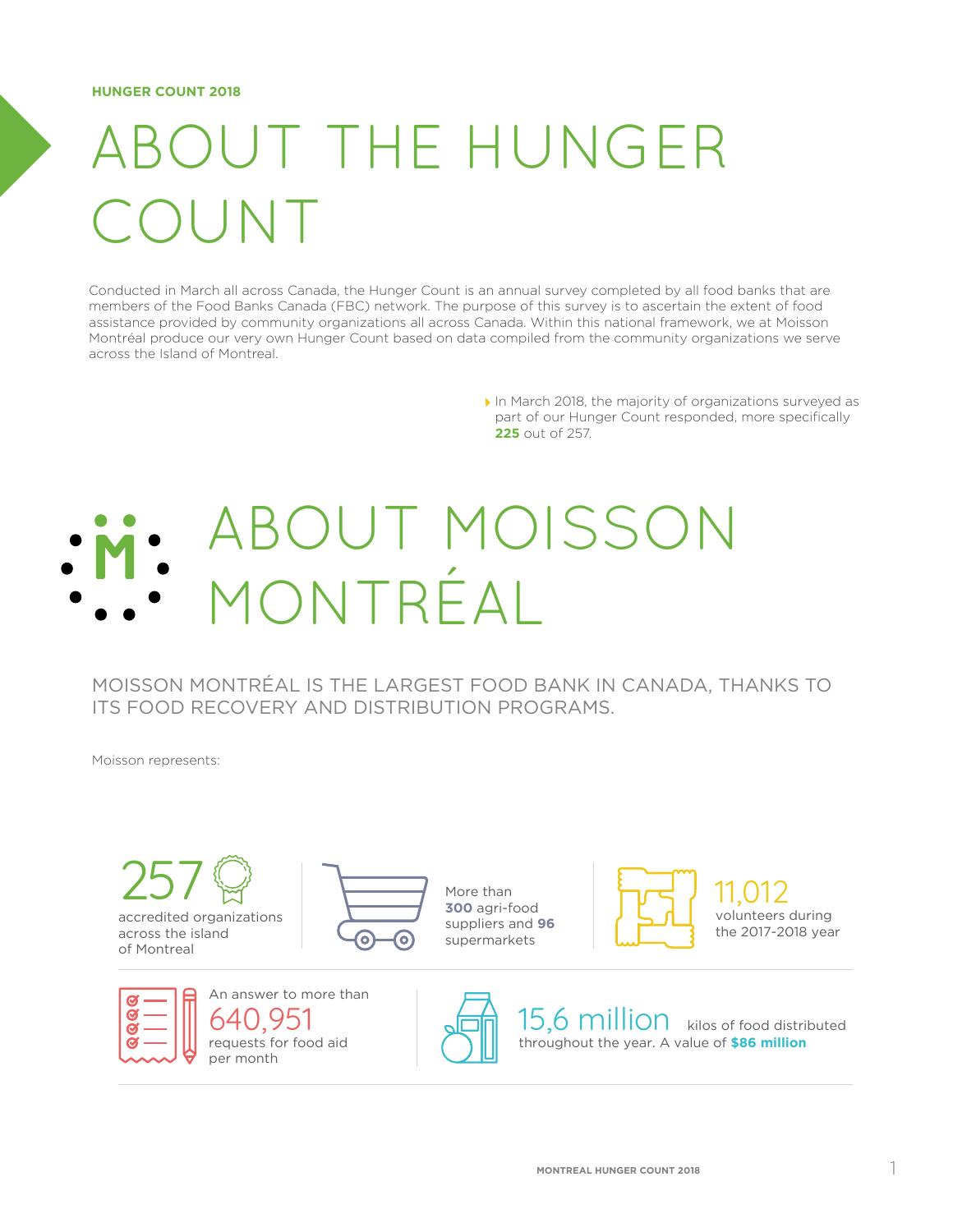HUNGER COUNT 2018

# ABOUT THE HUNGER COUNT

Conducted in March all across Canada, the Hunger Count is an annual survey completed by all food banks that are members of the Food Banks Canada (FBC) network. The purpose of this survey is to ascertain the extent of food assistance provided by community organizations all across Canada. Within this national framework, we at Moisson Montréal produce our very own Hunger Count based on data compiled from the community organizations we serve across the Island of Montreal.

- In March 2018, the majority of organizations surveyed as part of our Hunger Count responded, more specifically **225** out of 257.

# ABOUT MOISSON MONTRÉAL

## MOISSON MONTRÉAL IS THE LARGEST FOOD BANK IN CANADA, THANKS TO ITS FOOD RECOVERY AND DISTRIBUTION PROGRAMS.

Moisson represents:

- **257** accredited organizations across the island of Montreal
- More than **300** agri-food suppliers and **96** supermarkets
- **11,012** volunteers during the 2017-2018 year
- An answer to more than **640,951** requests for food aid per month
- **15,6 million** kilos of food distributed throughout the year. A value of **$86 million**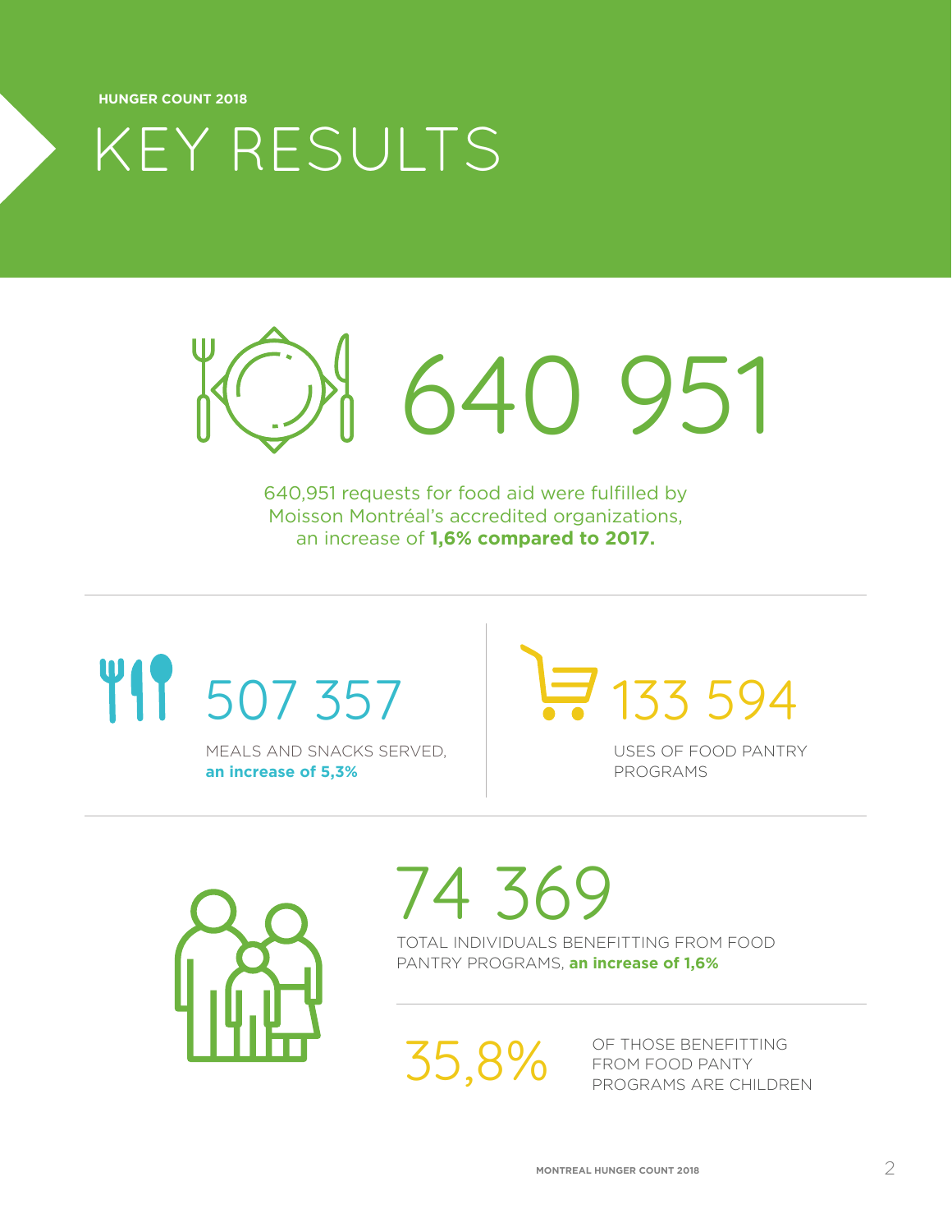HUNGER COUNT 2018

# KEY RESULTS

## 640 951

640,951 requests for food aid were fulfilled by Moisson Montréal's accredited organizations, an increase of **1,6% compared to 2017.**

## 507 357

MEALS AND SNACKS SERVED, **an increase of 5,3%**

## 133 594

USES OF FOOD PANTRY PROGRAMS

## 74 369

TOTAL INDIVIDUALS BENEFITTING FROM FOOD PANTRY PROGRAMS, **an increase of 1,6%**

## 35,8%

OF THOSE BENEFITTING FROM FOOD PANTY PROGRAMS ARE CHILDREN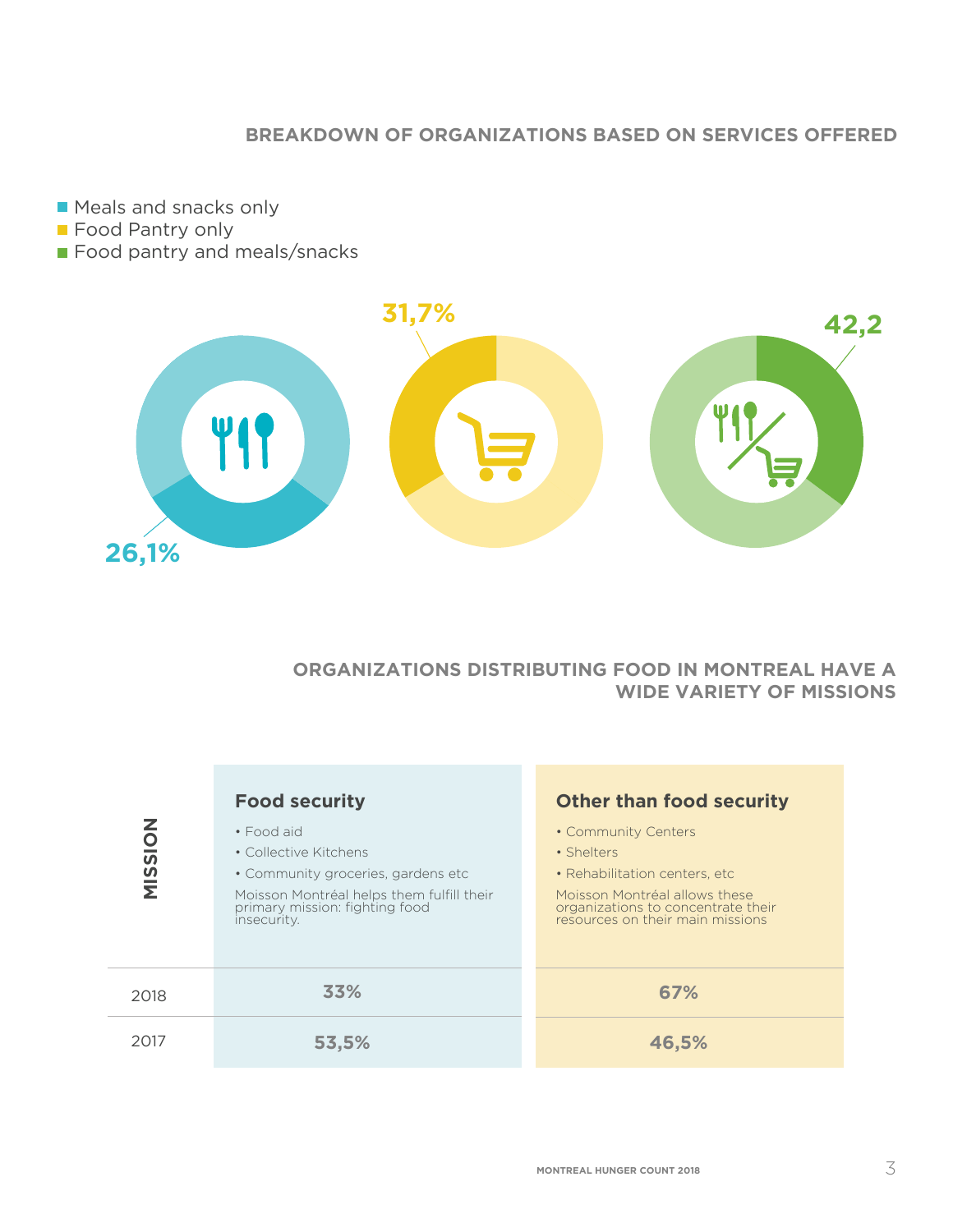## BREAKDOWN OF ORGANIZATIONS BASED ON SERVICES OFFERED

- Meals and snacks only
- Food Pantry only
- Food pantry and meals/snacks

31,7%

42,2

26,1%

## ORGANIZATIONS DISTRIBUTING FOOD IN MONTREAL HAVE A WIDE VARIETY OF MISSIONS

| MISSION | **Food security**<br>• Food aid<br>• Collective Kitchens<br>• Community groceries, gardens etc<br>Moisson Montréal helps them fulfill their primary mission: fighting food insecurity. | **Other than food security**<br>• Community Centers<br>• Shelters<br>• Rehabilitation centers, etc<br>Moisson Montréal allows these organizations to concentrate their resources on their main missions |
|---|---|---|
| 2018 | **33%** | **67%** |
| 2017 | **53,5%** | **46,5%** |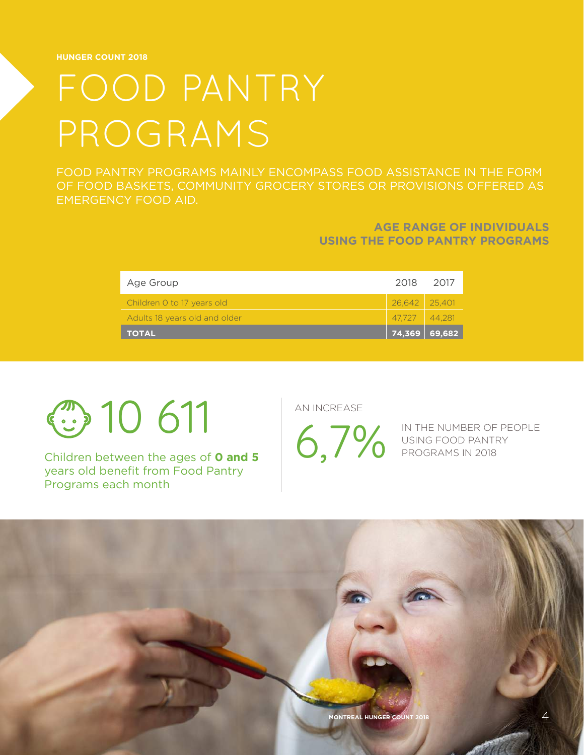HUNGER COUNT 2018

# FOOD PANTRY PROGRAMS

FOOD PANTRY PROGRAMS MAINLY ENCOMPASS FOOD ASSISTANCE IN THE FORM OF FOOD BASKETS, COMMUNITY GROCERY STORES OR PROVISIONS OFFERED AS EMERGENCY FOOD AID.

**AGE RANGE OF INDIVIDUALS USING THE FOOD PANTRY PROGRAMS**

| Age Group | 2018 | 2017 |
|---|---|---|
| Children 0 to 17 years old | 26,642 | 25,401 |
| Adults 18 years old and older | 47,727 | 44,281 |
| **TOTAL** | **74,369** | **69,682** |

10 611

Children between the ages of **0 and 5** years old benefit from Food Pantry Programs each month

AN INCREASE

6,7%

IN THE NUMBER OF PEOPLE USING FOOD PANTRY PROGRAMS IN 2018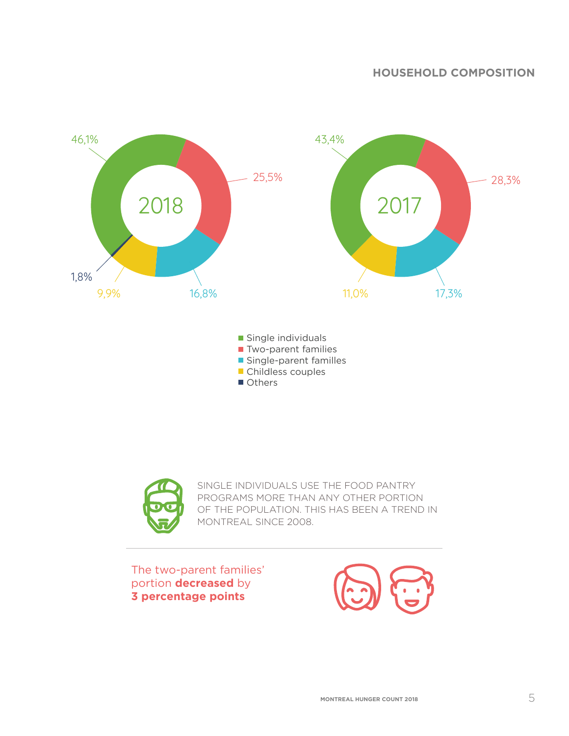## HOUSEHOLD COMPOSITION

| | 2018 | 2017 |
|---|---|---|
| Single individuals | 46,1% | 43,4% |
| Two-parent families | 25,5% | 28,3% |
| Single-parent familles | 16,8% | 17,3% |
| Childless couples | 9,9% | 11,0% |
| Others | 1,8% | |

SINGLE INDIVIDUALS USE THE FOOD PANTRY PROGRAMS MORE THAN ANY OTHER PORTION OF THE POPULATION. THIS HAS BEEN A TREND IN MONTREAL SINCE 2008.

---

The two-parent families' portion **decreased** by **3 percentage points**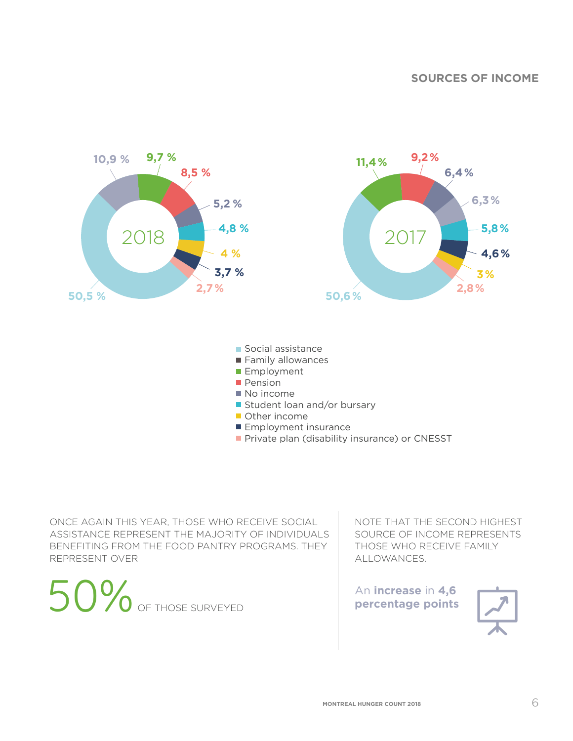## SOURCES OF INCOME

**2018**

| Source | Percentage |
|---|---|
| Social assistance | 50,5 % |
| Family allowances | 10,9 % |
| Employment | 9,7 % |
| Pension | 8,5 % |
| No income | 5,2 % |
| Student loan and/or bursary | 4,8 % |
| Other income | 4 % |
| Employment insurance | 3,7 % |
| Private plan (disability insurance) or CNESST | 2,7 % |

**2017**

| Source | Percentage |
|---|---|
| Social assistance | 50,6 % |
| Employment | 11,4 % |
| Pension | 9,2 % |
| No income | 6,4 % |
| Family allowances | 6,3 % |
| Student loan and/or bursary | 5,8 % |
| Employment insurance | 4,6 % |
| Other income | 3 % |
| Private plan (disability insurance) or CNESST | 2,8 % |

ONCE AGAIN THIS YEAR, THOSE WHO RECEIVE SOCIAL ASSISTANCE REPRESENT THE MAJORITY OF INDIVIDUALS BENEFITING FROM THE FOOD PANTRY PROGRAMS. THEY REPRESENT OVER

50% OF THOSE SURVEYED

NOTE THAT THE SECOND HIGHEST SOURCE OF INCOME REPRESENTS THOSE WHO RECEIVE FAMILY ALLOWANCES.

An **increase** in **4,6 percentage points**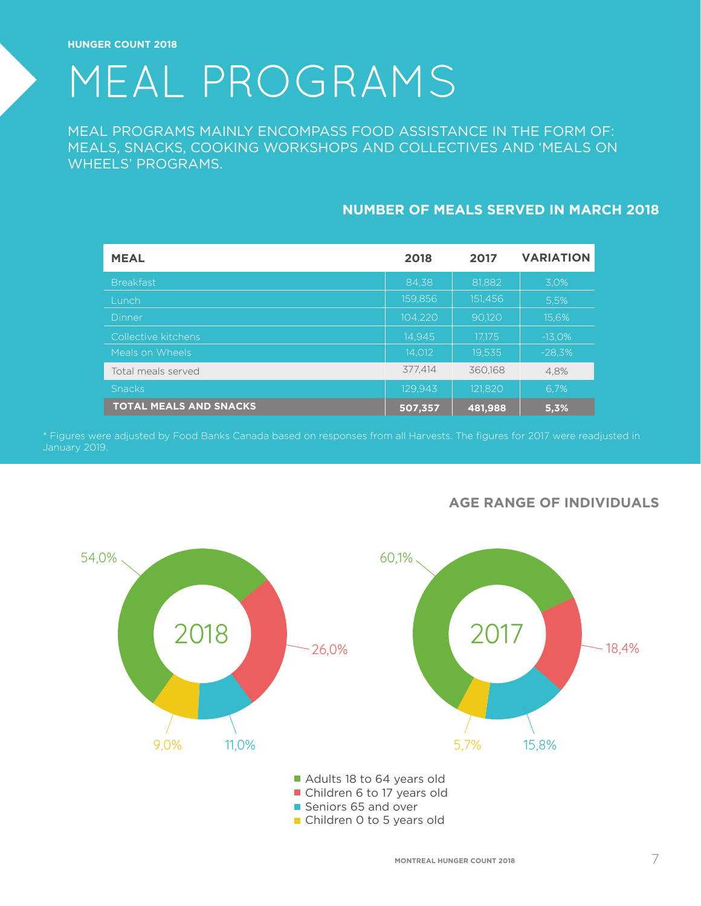HUNGER COUNT 2018

# MEAL PROGRAMS

MEAL PROGRAMS MAINLY ENCOMPASS FOOD ASSISTANCE IN THE FORM OF: MEALS, SNACKS, COOKING WORKSHOPS AND COLLECTIVES AND 'MEALS ON WHEELS' PROGRAMS.

## NUMBER OF MEALS SERVED IN MARCH 2018

| MEAL | 2018 | 2017 | VARIATION |
|---|---|---|---|
| Breakfast | 84,38 | 81,882 | 3,0% |
| Lunch | 159,856 | 151,456 | 5,5% |
| Dinner | 104,220 | 90,120 | 15,6% |
| Collective kitchens | 14,945 | 17,175 | -13,0% |
| Meals on Wheels | 14,012 | 19,535 | -28,3% |
| Total meals served | 377,414 | 360,168 | 4,8% |
| Snacks | 129,943 | 121,820 | 6,7% |
| **TOTAL MEALS AND SNACKS** | **507,357** | **481,988** | **5,3%** |

* Figures were adjusted by Food Banks Canada based on responses from all Harvests. The figures for 2017 were readjusted in January 2019.

## AGE RANGE OF INDIVIDUALS

| Age range | 2018 | 2017 |
|---|---|---|
| Adults 18 to 64 years old | 54,0% | 60,1% |
| Children 6 to 17 years old | 26,0% | 18,4% |
| Seniors 65 and over | 11,0% | 15,8% |
| Children 0 to 5 years old | 9,0% | 5,7% |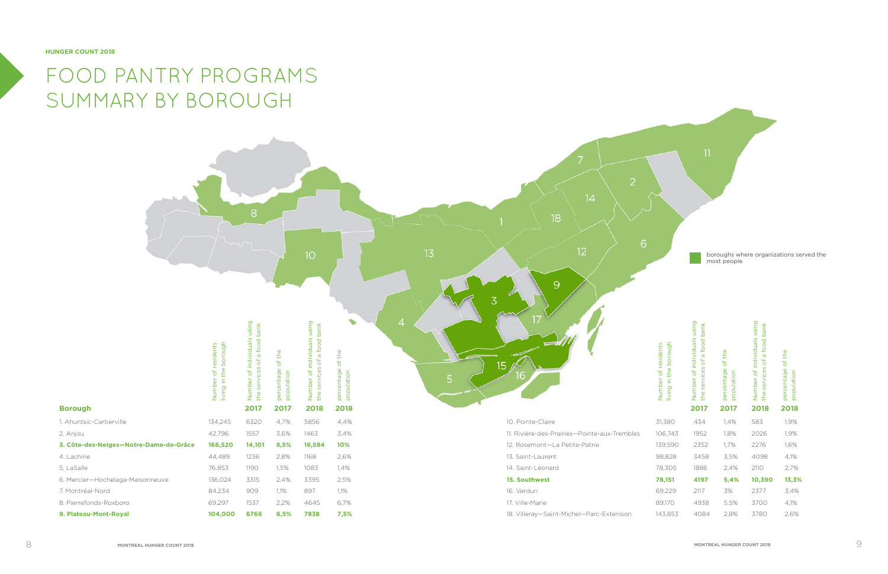# FOOD PANTRY PROGRAMS SUMMARY BY BOROUGH

boroughs where organizations served the most people

| Borough | Number of residents living in the borough | Number of individuals using the services of a food bank 2017 | percentage of the population 2017 | Number of individuals using the services of a food bank 2018 | percentage of the population 2018 |
|---|---|---|---|---|---|
| 1. Ahuntsic-Cartierville | 134,245 | 6320 | 4,7% | 5856 | 4,4% |
| 2. Anjou | 42,796 | 1557 | 3,6% | 1463 | 3,4% |
| **3. Côte-des-Neiges—Notre-Dame-de-Grâce** | **166,520** | **14,101** | **8,5%** | **16,584** | **10%** |
| 4. Lachine | 44,489 | 1236 | 2,8% | 1168 | 2,6% |
| 5. LaSalle | 76,853 | 1190 | 1,5% | 1083 | 1,4% |
| 6. Mercier—Hochelaga-Maisonneuve | 136,024 | 3315 | 2,4% | 3395 | 2,5% |
| 7. Montréal-Nord | 84,234 | 909 | 1,1% | 897 | 1,1% |
| 8. Pierrefonds-Roxboro | 69,297 | 1537 | 2,2% | 4645 | 6,7% |
| **9. Plateau-Mont-Royal** | **104,000** | **6766** | **6,5%** | **7838** | **7,5%** |
| 10. Pointe-Claire | 31,380 | 434 | 1,4% | 583 | 1,9% |
| 11. Rivière-des-Prairies—Pointe-aux-Trembles | 106,743 | 1952 | 1,8% | 2026 | 1,9% |
| 12. Rosemont—La Petite-Patrie | 139,590 | 2352 | 1,7% | 2276 | 1,6% |
| 13. Saint-Laurent | 98,828 | 3458 | 3,5% | 4098 | 4,1% |
| 14. Saint-Léonard | 78,305 | 1886 | 2,4% | 2110 | 2,7% |
| **15. Southwest** | **78,151** | **4197** | **5,4%** | **10,390** | **13,3%** |
| 16. Verdun | 69,229 | 2117 | 3% | 2377 | 3,4% |
| 17. Ville-Marie | 89,170 | 4938 | 5,5% | 3700 | 4,1% |
| 18. Villeray—Saint-Michel—Parc-Extension | 143,853 | 4084 | 2,8% | 3780 | 2,6% |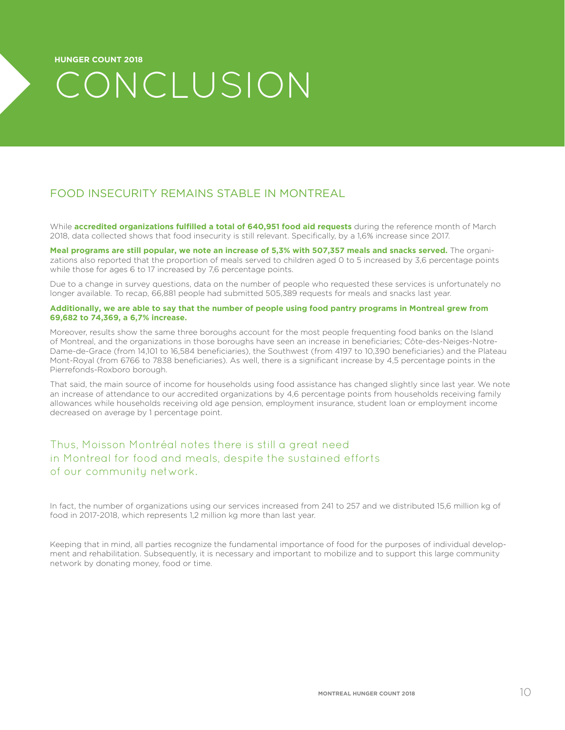HUNGER COUNT 2018

# CONCLUSION

## FOOD INSECURITY REMAINS STABLE IN MONTREAL

While **accredited organizations fulfilled a total of 640,951 food aid requests** during the reference month of March 2018, data collected shows that food insecurity is still relevant. Specifically, by a 1,6% increase since 2017.

**Meal programs are still popular, we note an increase of 5,3% with 507,357 meals and snacks served.** The organizations also reported that the proportion of meals served to children aged 0 to 5 increased by 3,6 percentage points while those for ages 6 to 17 increased by 7,6 percentage points.

Due to a change in survey questions, data on the number of people who requested these services is unfortunately no longer available. To recap, 66,881 people had submitted 505,389 requests for meals and snacks last year.

**Additionally, we are able to say that the number of people using food pantry programs in Montreal grew from 69,682 to 74,369, a 6,7% increase.**

Moreover, results show the same three boroughs account for the most people frequenting food banks on the Island of Montreal, and the organizations in those boroughs have seen an increase in beneficiaries; Côte-des-Neiges-Notre-Dame-de-Grace (from 14,101 to 16,584 beneficiaries), the Southwest (from 4197 to 10,390 beneficiaries) and the Plateau Mont-Royal (from 6766 to 7838 beneficiaries). As well, there is a significant increase by 4,5 percentage points in the Pierrefonds-Roxboro borough.

That said, the main source of income for households using food assistance has changed slightly since last year. We note an increase of attendance to our accredited organizations by 4,6 percentage points from households receiving family allowances while households receiving old age pension, employment insurance, student loan or employment income decreased on average by 1 percentage point.

Thus, Moisson Montréal notes there is still a great need in Montreal for food and meals, despite the sustained efforts of our community network.

In fact, the number of organizations using our services increased from 241 to 257 and we distributed 15,6 million kg of food in 2017-2018, which represents 1,2 million kg more than last year.

Keeping that in mind, all parties recognize the fundamental importance of food for the purposes of individual development and rehabilitation. Subsequently, it is necessary and important to mobilize and to support this large community network by donating money, food or time.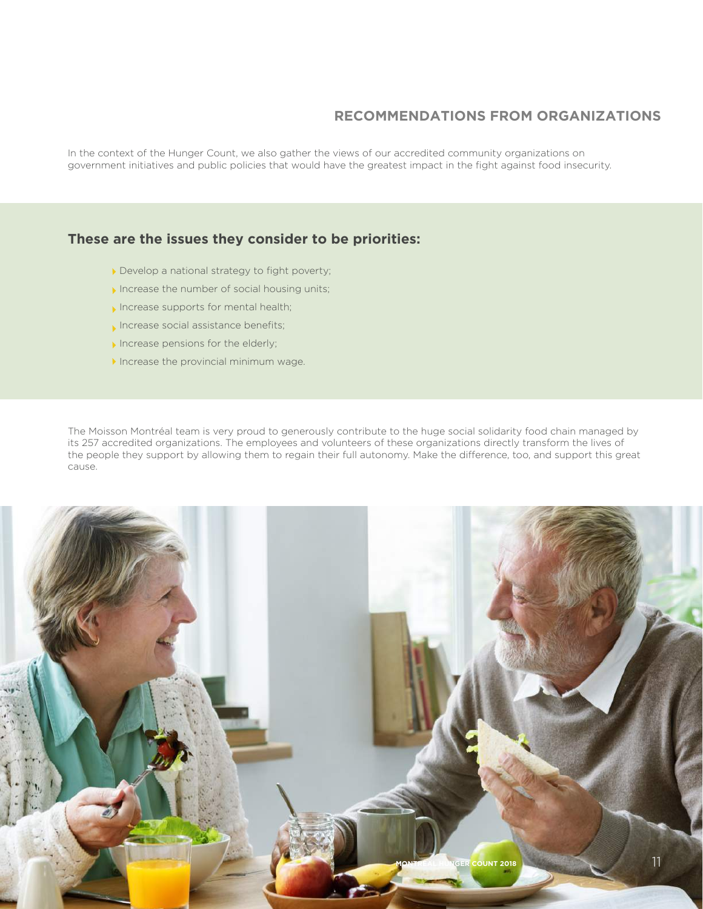## RECOMMENDATIONS FROM ORGANIZATIONS

In the context of the Hunger Count, we also gather the views of our accredited community organizations on government initiatives and public policies that would have the greatest impact in the fight against food insecurity.

**These are the issues they consider to be priorities:**

- Develop a national strategy to fight poverty;
- Increase the number of social housing units;
- Increase supports for mental health;
- Increase social assistance benefits;
- Increase pensions for the elderly;
- Increase the provincial minimum wage.

The Moisson Montréal team is very proud to generously contribute to the huge social solidarity food chain managed by its 257 accredited organizations. The employees and volunteers of these organizations directly transform the lives of the people they support by allowing them to regain their full autonomy. Make the difference, too, and support this great cause.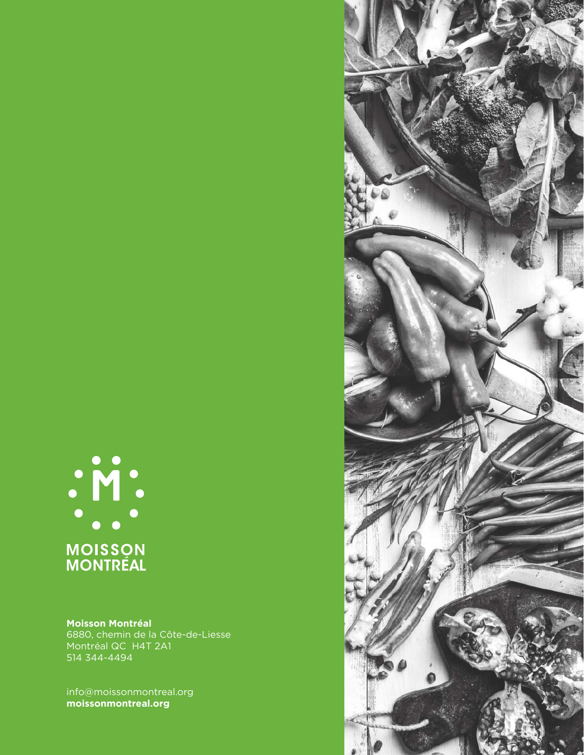MOISSON
MONTRÉAL

**Moisson Montréal**
6880, chemin de la Côte-de-Liesse
Montréal QC  H4T 2A1
514 344-4494

info@moissonmontreal.org
**moissonmontreal.org**